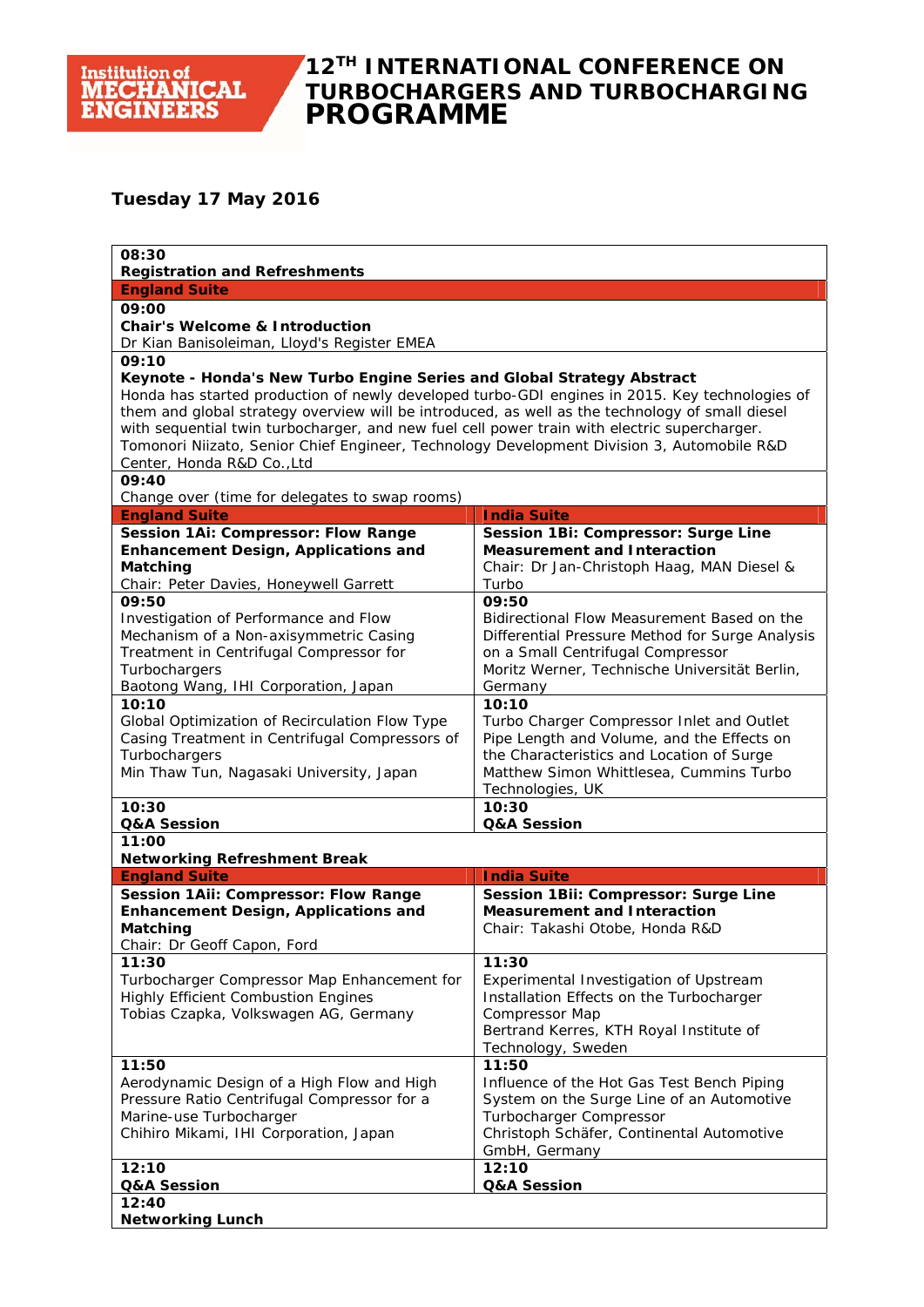Institution of MECHANICAL ENGINEERS

# 12[TH] INTERNATIONAL CONFERENCE ON TURBOCHARGERS AND TURBOCHARGING PROGRAMME

## Tuesday 17 May 2016

| | |
|---|---|
| **08:30**<br>**Registration and Refreshments** | |
| **England Suite** | |
| **09:00**<br>**Chair's Welcome & Introduction**<br>Dr Kian Banisoleiman, Lloyd's Register EMEA | |
| **09:10**<br>**Keynote - Honda's New Turbo Engine Series and Global Strategy Abstract**<br>Honda has started production of newly developed turbo-GDI engines in 2015. Key technologies of them and global strategy overview will be introduced, as well as the technology of small diesel with sequential twin turbocharger, and new fuel cell power train with electric supercharger.<br>Tomonori Niizato, Senior Chief Engineer, Technology Development Division 3, Automobile R&D Center, Honda R&D Co.,Ltd | |
| **09:40**<br>Change over (time for delegates to swap rooms) | |
| **England Suite** | **India Suite** |
| **Session 1Ai: Compressor: Flow Range Enhancement Design, Applications and Matching**<br>Chair: Peter Davies, Honeywell Garrett | **Session 1Bi: Compressor: Surge Line Measurement and Interaction**<br>Chair: Dr Jan-Christoph Haag, MAN Diesel & Turbo |
| **09:50**<br>Investigation of Performance and Flow Mechanism of a Non-axisymmetric Casing Treatment in Centrifugal Compressor for Turbochargers<br>Baotong Wang, IHI Corporation, Japan | **09:50**<br>Bidirectional Flow Measurement Based on the Differential Pressure Method for Surge Analysis on a Small Centrifugal Compressor<br>Moritz Werner, Technische Universität Berlin, Germany |
| **10:10**<br>Global Optimization of Recirculation Flow Type Casing Treatment in Centrifugal Compressors of Turbochargers<br>Min Thaw Tun, Nagasaki University, Japan | **10:10**<br>Turbo Charger Compressor Inlet and Outlet Pipe Length and Volume, and the Effects on the Characteristics and Location of Surge<br>Matthew Simon Whittlesea, Cummins Turbo Technologies, UK |
| **10:30**<br>**Q&A Session** | **10:30**<br>**Q&A Session** |
| **11:00**<br>**Networking Refreshment Break** | |
| **England Suite** | **India Suite** |
| **Session 1Aii: Compressor: Flow Range Enhancement Design, Applications and Matching**<br>Chair: Dr Geoff Capon, Ford | **Session 1Bii: Compressor: Surge Line Measurement and Interaction**<br>Chair: Takashi Otobe, Honda R&D |
| **11:30**<br>Turbocharger Compressor Map Enhancement for Highly Efficient Combustion Engines<br>Tobias Czapka, Volkswagen AG, Germany | **11:30**<br>Experimental Investigation of Upstream Installation Effects on the Turbocharger Compressor Map<br>Bertrand Kerres, KTH Royal Institute of Technology, Sweden |
| **11:50**<br>Aerodynamic Design of a High Flow and High Pressure Ratio Centrifugal Compressor for a Marine-use Turbocharger<br>Chihiro Mikami, IHI Corporation, Japan | **11:50**<br>Influence of the Hot Gas Test Bench Piping System on the Surge Line of an Automotive Turbocharger Compressor<br>Christoph Schäfer, Continental Automotive GmbH, Germany |
| **12:10**<br>**Q&A Session** | **12:10**<br>**Q&A Session** |
| **12:40**<br>**Networking Lunch** | |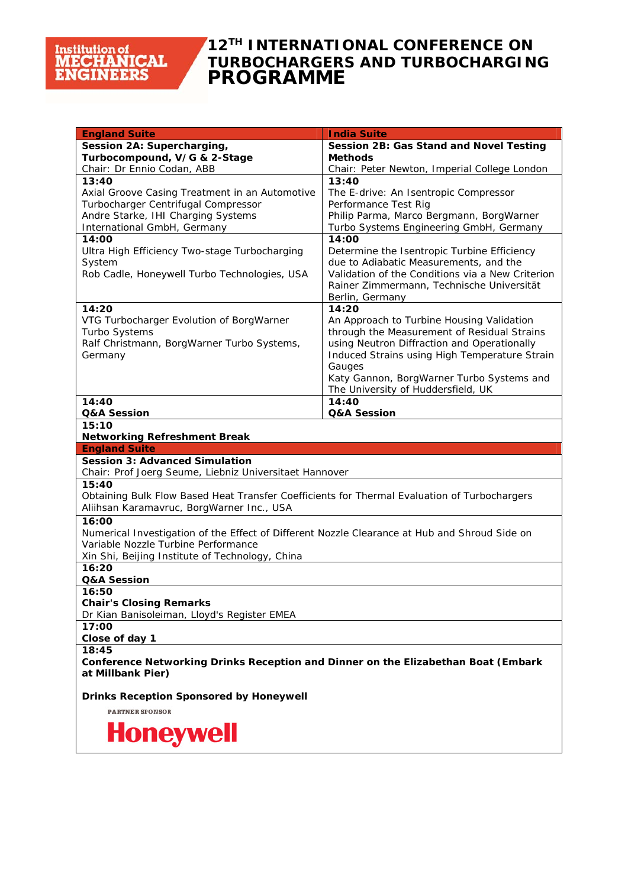# 12TH INTERNATIONAL CONFERENCE ON TURBOCHARGERS AND TURBOCHARGING PROGRAMME

| England Suite | India Suite |
|---|---|
| **Session 2A: Supercharging, Turbocompound, V/G & 2-Stage**<br>Chair: Dr Ennio Codan, ABB | **Session 2B: Gas Stand and Novel Testing Methods**<br>Chair: Peter Newton, Imperial College London |
| **13:40**<br>Axial Groove Casing Treatment in an Automotive Turbocharger Centrifugal Compressor<br>Andre Starke, IHI Charging Systems International GmbH, Germany | **13:40**<br>The E-drive: An Isentropic Compressor Performance Test Rig<br>Philip Parma, Marco Bergmann, BorgWarner Turbo Systems Engineering GmbH, Germany |
| **14:00**<br>Ultra High Efficiency Two-stage Turbocharging System<br>Rob Cadle, Honeywell Turbo Technologies, USA | **14:00**<br>Determine the Isentropic Turbine Efficiency due to Adiabatic Measurements, and the Validation of the Conditions via a New Criterion<br>Rainer Zimmermann, Technische Universität Berlin, Germany |
| **14:20**<br>VTG Turbocharger Evolution of BorgWarner Turbo Systems<br>Ralf Christmann, BorgWarner Turbo Systems, Germany | **14:20**<br>An Approach to Turbine Housing Validation through the Measurement of Residual Strains using Neutron Diffraction and Operationally Induced Strains using High Temperature Strain Gauges<br>Katy Gannon, BorgWarner Turbo Systems and The University of Huddersfield, UK |
| **14:40**<br>**Q&A Session** | **14:40**<br>**Q&A Session** |

**15:10**
**Networking Refreshment Break**

**England Suite**

**Session 3: Advanced Simulation**
Chair: Prof Joerg Seume, Liebniz Universitaet Hannover

**15:40**
Obtaining Bulk Flow Based Heat Transfer Coefficients for Thermal Evaluation of Turbochargers
Aliihsan Karamavruc, BorgWarner Inc., USA

**16:00**
Numerical Investigation of the Effect of Different Nozzle Clearance at Hub and Shroud Side on Variable Nozzle Turbine Performance
Xin Shi, Beijing Institute of Technology, China

**16:20**
**Q&A Session**

**16:50**
**Chair's Closing Remarks**
Dr Kian Banisoleiman, Lloyd's Register EMEA

**17:00**
**Close of day 1**

**18:45**
**Conference Networking Drinks Reception and Dinner on the Elizabethan Boat (Embark at Millbank Pier)**

**Drinks Reception Sponsored by Honeywell**

PARTNER SPONSOR

Honeywell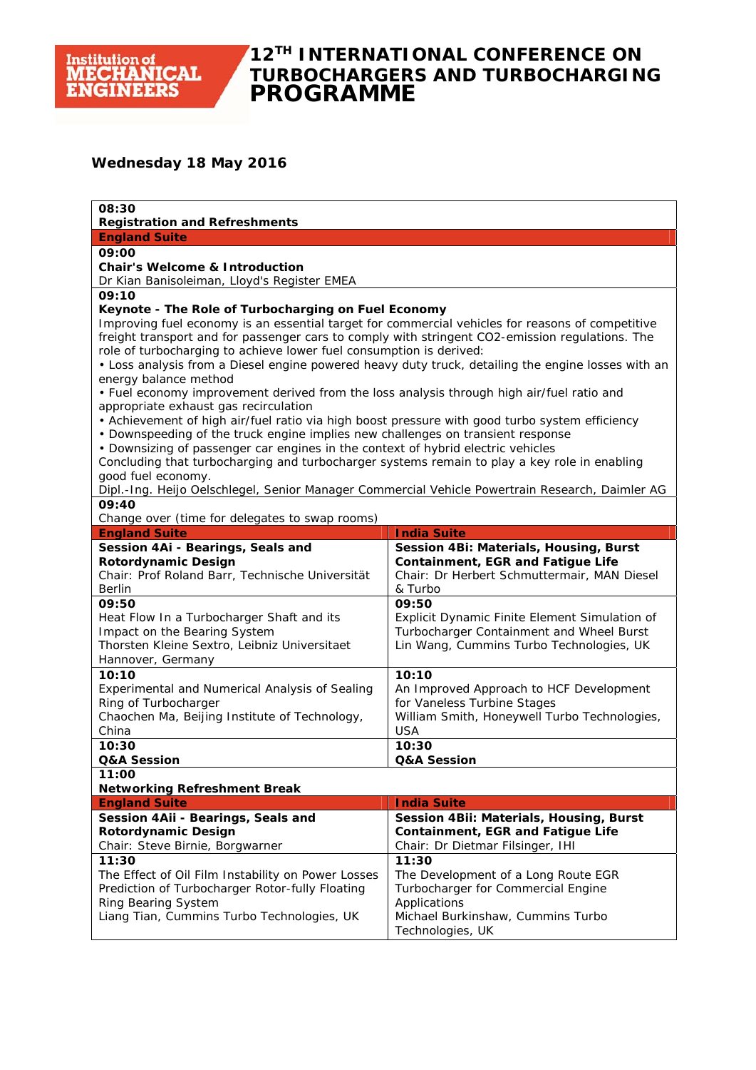# 12[TH] INTERNATIONAL CONFERENCE ON TURBOCHARGERS AND TURBOCHARGING PROGRAMME

## Wednesday 18 May 2016

**08:30**
**Registration and Refreshments**

**England Suite**

**09:00**
**Chair's Welcome & Introduction**
Dr Kian Banisoleiman, Lloyd's Register EMEA

**09:10**
**Keynote - The Role of Turbocharging on Fuel Economy**
Improving fuel economy is an essential target for commercial vehicles for reasons of competitive freight transport and for passenger cars to comply with stringent CO2-emission regulations. The role of turbocharging to achieve lower fuel consumption is derived:

- Loss analysis from a Diesel engine powered heavy duty truck, detailing the engine losses with an energy balance method
- Fuel economy improvement derived from the loss analysis through high air/fuel ratio and appropriate exhaust gas recirculation
- Achievement of high air/fuel ratio via high boost pressure with good turbo system efficiency
- Downspeeding of the truck engine implies new challenges on transient response
- Downsizing of passenger car engines in the context of hybrid electric vehicles

Concluding that turbocharging and turbocharger systems remain to play a key role in enabling good fuel economy.
Dipl.-Ing. Heijo Oelschlegel, Senior Manager Commercial Vehicle Powertrain Research, Daimler AG

**09:40**
Change over (time for delegates to swap rooms)

| England Suite | India Suite |
|---|---|
| **Session 4Ai - Bearings, Seals and Rotordynamic Design**<br>Chair: Prof Roland Barr, Technische Universität Berlin | **Session 4Bi: Materials, Housing, Burst Containment, EGR and Fatigue Life**<br>Chair: Dr Herbert Schmuttermair, MAN Diesel & Turbo |
| **09:50**<br>Heat Flow In a Turbocharger Shaft and its Impact on the Bearing System<br>Thorsten Kleine Sextro, Leibniz Universitaet Hannover, Germany | **09:50**<br>Explicit Dynamic Finite Element Simulation of Turbocharger Containment and Wheel Burst<br>Lin Wang, Cummins Turbo Technologies, UK |
| **10:10**<br>Experimental and Numerical Analysis of Sealing Ring of Turbocharger<br>Chaochen Ma, Beijing Institute of Technology, China | **10:10**<br>An Improved Approach to HCF Development for Vaneless Turbine Stages<br>William Smith, Honeywell Turbo Technologies, USA |
| **10:30**<br>**Q&A Session** | **10:30**<br>**Q&A Session** |

**11:00**
**Networking Refreshment Break**

| England Suite | India Suite |
|---|---|
| **Session 4Aii - Bearings, Seals and Rotordynamic Design**<br>Chair: Steve Birnie, Borgwarner | **Session 4Bii: Materials, Housing, Burst Containment, EGR and Fatigue Life**<br>Chair: Dr Dietmar Filsinger, IHI |
| **11:30**<br>The Effect of Oil Film Instability on Power Losses Prediction of Turbocharger Rotor-fully Floating Ring Bearing System<br>Liang Tian, Cummins Turbo Technologies, UK | **11:30**<br>The Development of a Long Route EGR Turbocharger for Commercial Engine Applications<br>Michael Burkinshaw, Cummins Turbo Technologies, UK |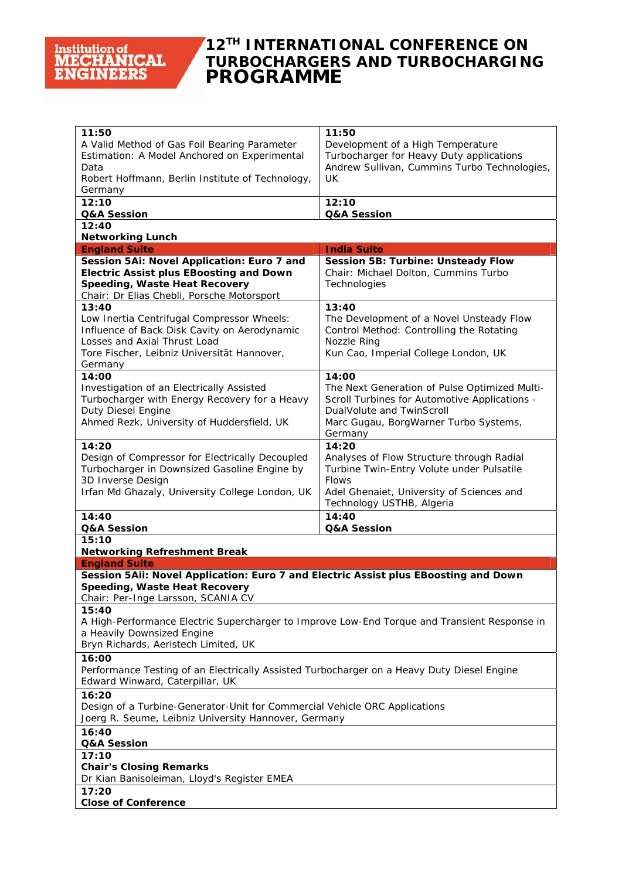# 12TH INTERNATIONAL CONFERENCE ON TURBOCHARGERS AND TURBOCHARGING PROGRAMME

| | |
|---|---|
| **11:50**<br>A Valid Method of Gas Foil Bearing Parameter Estimation: A Model Anchored on Experimental Data<br>Robert Hoffmann, Berlin Institute of Technology, Germany | **11:50**<br>Development of a High Temperature Turbocharger for Heavy Duty applications<br>Andrew Sullivan, Cummins Turbo Technologies, UK |
| **12:10**<br>**Q&A Session** | **12:10**<br>**Q&A Session** |
| **12:40**<br>**Networking Lunch** | |
| **England Suite** | **India Suite** |
| **Session 5Ai: Novel Application: Euro 7 and Electric Assist plus EBoosting and Down Speeding, Waste Heat Recovery**<br>Chair: Dr Elias Chebli, Porsche Motorsport | **Session 5B: Turbine: Unsteady Flow**<br>Chair: Michael Dolton, Cummins Turbo Technologies |
| **13:40**<br>Low Inertia Centrifugal Compressor Wheels: Influence of Back Disk Cavity on Aerodynamic Losses and Axial Thrust Load<br>Tore Fischer, Leibniz Universität Hannover, Germany | **13:40**<br>The Development of a Novel Unsteady Flow Control Method: Controlling the Rotating Nozzle Ring<br>Kun Cao, Imperial College London, UK |
| **14:00**<br>Investigation of an Electrically Assisted Turbocharger with Energy Recovery for a Heavy Duty Diesel Engine<br>Ahmed Rezk, University of Huddersfield, UK | **14:00**<br>The Next Generation of Pulse Optimized Multi-Scroll Turbines for Automotive Applications - DualVolute and TwinScroll<br>Marc Gugau, BorgWarner Turbo Systems, Germany |
| **14:20**<br>Design of Compressor for Electrically Decoupled Turbocharger in Downsized Gasoline Engine by 3D Inverse Design<br>Irfan Md Ghazaly, University College London, UK | **14:20**<br>Analyses of Flow Structure through Radial Turbine Twin-Entry Volute under Pulsatile Flows<br>Adel Ghenaiet, University of Sciences and Technology USTHB, Algeria |
| **14:40**<br>**Q&A Session** | **14:40**<br>**Q&A Session** |
| **15:10**<br>**Networking Refreshment Break** | |
| **England Suite** | |
| **Session 5Aii: Novel Application: Euro 7 and Electric Assist plus EBoosting and Down Speeding, Waste Heat Recovery**<br>Chair: Per-Inge Larsson, SCANIA CV | |
| **15:40**<br>A High-Performance Electric Supercharger to Improve Low-End Torque and Transient Response in a Heavily Downsized Engine<br>Bryn Richards, Aeristech Limited, UK | |
| **16:00**<br>Performance Testing of an Electrically Assisted Turbocharger on a Heavy Duty Diesel Engine<br>Edward Winward, Caterpillar, UK | |
| **16:20**<br>Design of a Turbine-Generator-Unit for Commercial Vehicle ORC Applications<br>Joerg R. Seume, Leibniz University Hannover, Germany | |
| **16:40**<br>**Q&A Session** | |
| **17:10**<br>**Chair's Closing Remarks**<br>Dr Kian Banisoleiman, Lloyd's Register EMEA | |
| **17:20**<br>**Close of Conference** | |